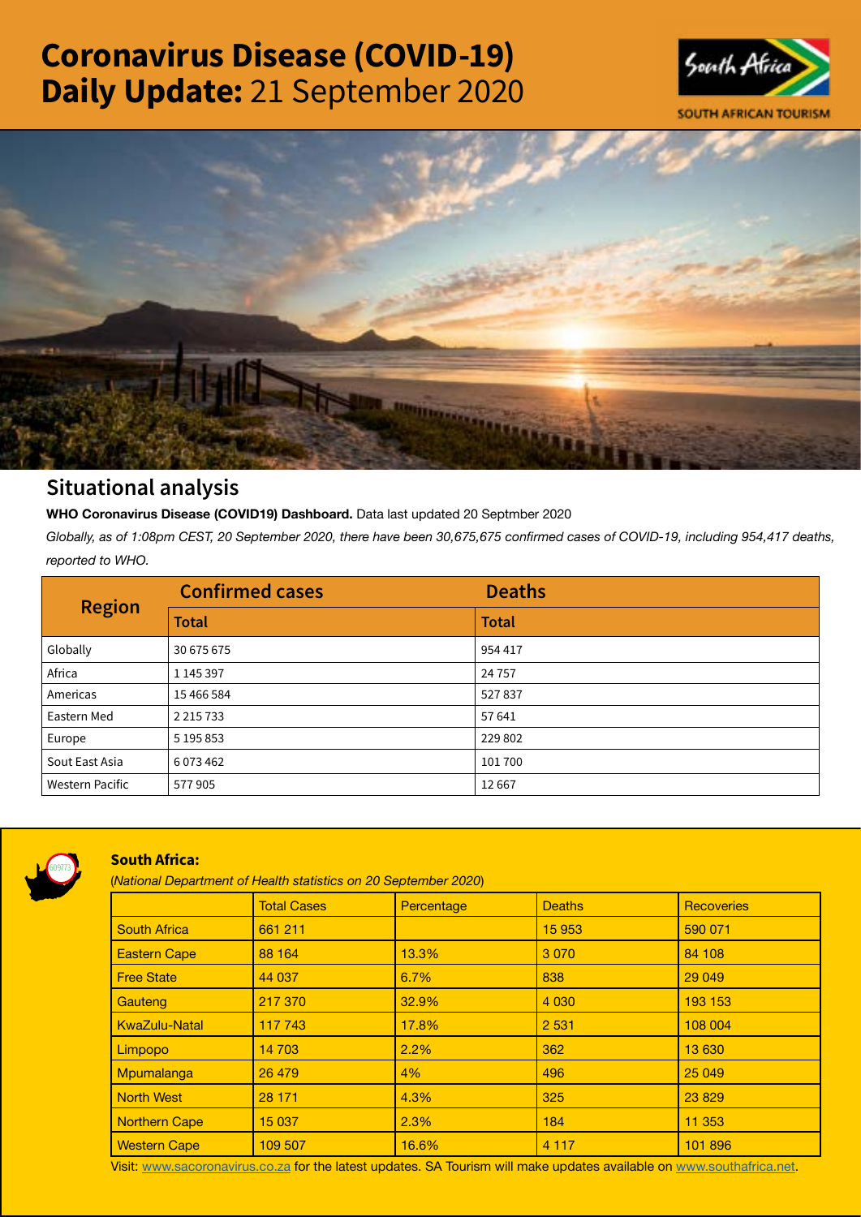# Coronavirus Disease (COVID-19) Daily Update: 21 September 2020

## Situational analysis

**WHO Coronavirus Disease (COVID19) Dashboard.** Data last updated 20 Septmber 2020

*Globally, as of 1:08pm CEST, 20 September 2020, there have been 30,675,675 confirmed cases of COVID-19, including 954,417 deaths, reported to WHO.*

| Region | Confirmed cases | Deaths |
|---|---|---|
| | Total | Total |
| Globally | 30 675 675 | 954 417 |
| Africa | 1 145 397 | 24 757 |
| Americas | 15 466 584 | 527 837 |
| Eastern Med | 2 215 733 | 57 641 |
| Europe | 5 195 853 | 229 802 |
| Sout East Asia | 6 073 462 | 101 700 |
| Western Pacific | 577 905 | 12 667 |

### South Africa:

(*National Department of Health statistics on 20 September 2020*)

| | Total Cases | Percentage | Deaths | Recoveries |
|---|---|---|---|---|
| South Africa | 661 211 | | 15 953 | 590 071 |
| Eastern Cape | 88 164 | 13.3% | 3 070 | 84 108 |
| Free State | 44 037 | 6.7% | 838 | 29 049 |
| Gauteng | 217 370 | 32.9% | 4 030 | 193 153 |
| KwaZulu-Natal | 117 743 | 17.8% | 2 531 | 108 004 |
| Limpopo | 14 703 | 2.2% | 362 | 13 630 |
| Mpumalanga | 26 479 | 4% | 496 | 25 049 |
| North West | 28 171 | 4.3% | 325 | 23 829 |
| Northern Cape | 15 037 | 2.3% | 184 | 11 353 |
| Western Cape | 109 507 | 16.6% | 4 117 | 101 896 |

Visit: www.sacoronavirus.co.za for the latest updates. SA Tourism will make updates available on www.southafrica.net.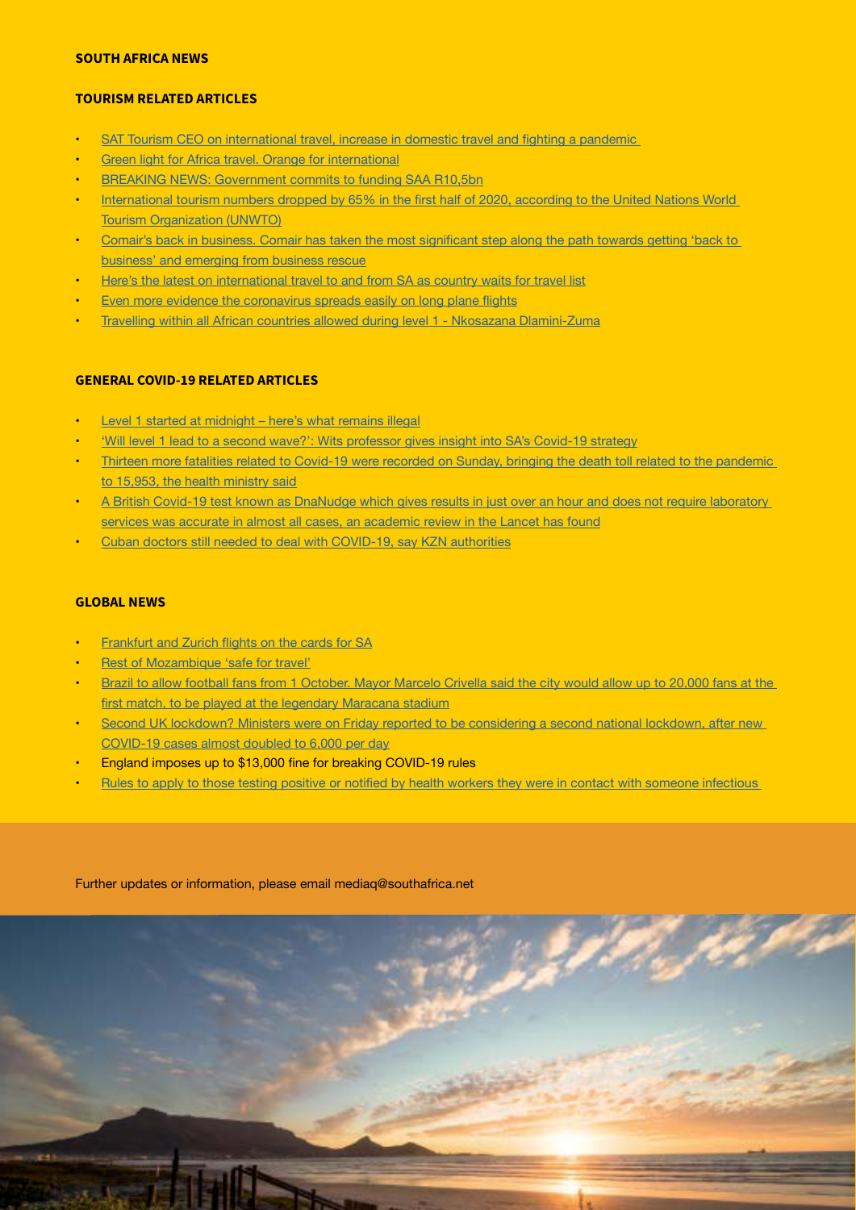**SOUTH AFRICA NEWS**

**TOURISM RELATED ARTICLES**

- SAT Tourism CEO on international travel, increase in domestic travel and fighting a pandemic
- Green light for Africa travel. Orange for international
- BREAKING NEWS: Government commits to funding SAA R10,5bn
- International tourism numbers dropped by 65% in the first half of 2020, according to the United Nations World Tourism Organization (UNWTO)
- Comair's back in business. Comair has taken the most significant step along the path towards getting 'back to business' and emerging from business rescue
- Here's the latest on international travel to and from SA as country waits for travel list
- Even more evidence the coronavirus spreads easily on long plane flights
- Travelling within all African countries allowed during level 1 - Nkosazana Dlamini-Zuma

**GENERAL COVID-19 RELATED ARTICLES**

- Level 1 started at midnight – here's what remains illegal
- 'Will level 1 lead to a second wave?': Wits professor gives insight into SA's Covid-19 strategy
- Thirteen more fatalities related to Covid-19 were recorded on Sunday, bringing the death toll related to the pandemic to 15,953, the health ministry said
- A British Covid-19 test known as DnaNudge which gives results in just over an hour and does not require laboratory services was accurate in almost all cases, an academic review in the Lancet has found
- Cuban doctors still needed to deal with COVID-19, say KZN authorities

**GLOBAL NEWS**

- Frankfurt and Zurich flights on the cards for SA
- Rest of Mozambique 'safe for travel'
- Brazil to allow football fans from 1 October. Mayor Marcelo Crivella said the city would allow up to 20,000 fans at the first match, to be played at the legendary Maracana stadium
- Second UK lockdown? Ministers were on Friday reported to be considering a second national lockdown, after new COVID-19 cases almost doubled to 6,000 per day
- England imposes up to $13,000 fine for breaking COVID-19 rules
- Rules to apply to those testing positive or notified by health workers they were in contact with someone infectious

Further updates or information, please email mediaq@southafrica.net